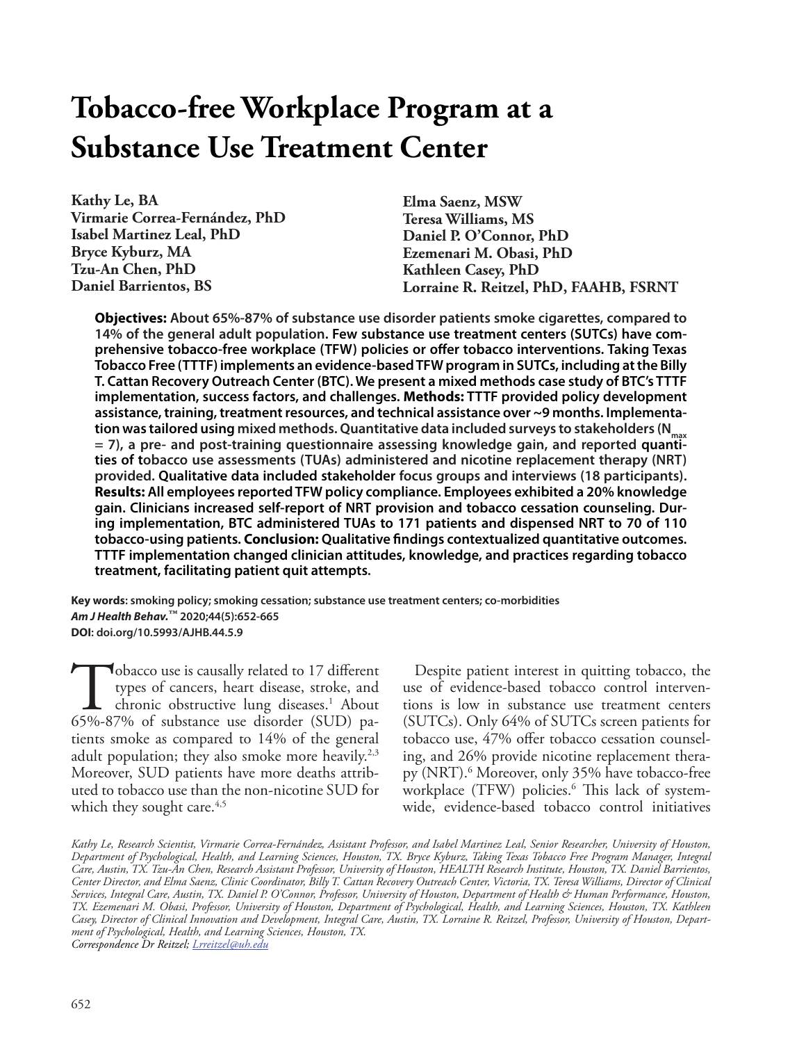# Tobacco-free Workplace Program at a Substance Use Treatment Center

**Kathy Le, BA**
**Virmarie Correa-Fernández, PhD**
**Isabel Martinez Leal, PhD**
**Bryce Kyburz, MA**
**Tzu-An Chen, PhD**
**Daniel Barrientos, BS**
**Elma Saenz, MSW**
**Teresa Williams, MS**
**Daniel P. O'Connor, PhD**
**Ezemenari M. Obasi, PhD**
**Kathleen Casey, PhD**
**Lorraine R. Reitzel, PhD, FAAHB, FSRNT**

**Objectives:** **About 65%-87% of substance use disorder patients smoke cigarettes, compared to 14% of the general adult population. Few substance use treatment centers (SUTCs) have comprehensive tobacco-free workplace (TFW) policies or offer tobacco interventions. Taking Texas Tobacco Free (TTTF) implements an evidence-based TFW program in SUTCs, including at the Billy T. Cattan Recovery Outreach Center (BTC). We present a mixed methods case study of BTC's TTTF implementation, success factors, and challenges.** **Methods:** **TTTF provided policy development assistance, training, treatment resources, and technical assistance over ~9 months. Implementation was tailored using mixed methods. Quantitative data included surveys to stakeholders ($N_{max}$ = 7), a pre- and post-training questionnaire assessing knowledge gain, and reported quantities of tobacco use assessments (TUAs) administered and nicotine replacement therapy (NRT) provided. Qualitative data included stakeholder focus groups and interviews (18 participants).** **Results:** **All employees reported TFW policy compliance. Employees exhibited a 20% knowledge gain. Clinicians increased self-report of NRT provision and tobacco cessation counseling. During implementation, BTC administered TUAs to 171 patients and dispensed NRT to 70 of 110 tobacco-using patients.** **Conclusion:** **Qualitative findings contextualized quantitative outcomes. TTTF implementation changed clinician attitudes, knowledge, and practices regarding tobacco treatment, facilitating patient quit attempts.**

**Key words:** **smoking policy; smoking cessation; substance use treatment centers; co-morbidities**
***Am J Health Behav.*™ 2020;44(5):652-665**
**DOI: doi.org/10.5993/AJHB.44.5.9**

Tobacco use is causally related to 17 different types of cancers, heart disease, stroke, and chronic obstructive lung diseases.[1] About 65%-87% of substance use disorder (SUD) patients smoke as compared to 14% of the general adult population; they also smoke more heavily.[2,3] Moreover, SUD patients have more deaths attributed to tobacco use than the non-nicotine SUD for which they sought care.[4,5]

Despite patient interest in quitting tobacco, the use of evidence-based tobacco control interventions is low in substance use treatment centers (SUTCs). Only 64% of SUTCs screen patients for tobacco use, 47% offer tobacco cessation counseling, and 26% provide nicotine replacement therapy (NRT).[6] Moreover, only 35% have tobacco-free workplace (TFW) policies.[6] This lack of system-wide, evidence-based tobacco control initiatives

*Kathy Le, Research Scientist, Virmarie Correa-Fernández, Assistant Professor, and Isabel Martinez Leal, Senior Researcher, University of Houston, Department of Psychological, Health, and Learning Sciences, Houston, TX. Bryce Kyburz, Taking Texas Tobacco Free Program Manager, Integral Care, Austin, TX. Tzu-An Chen, Research Assistant Professor, University of Houston, HEALTH Research Institute, Houston, TX. Daniel Barrientos, Center Director, and Elma Saenz, Clinic Coordinator, Billy T. Cattan Recovery Outreach Center, Victoria, TX. Teresa Williams, Director of Clinical Services, Integral Care, Austin, TX. Daniel P. O'Connor, Professor, University of Houston, Department of Health & Human Performance, Houston, TX. Ezemenari M. Obasi, Professor, University of Houston, Department of Psychological, Health, and Learning Sciences, Houston, TX. Kathleen Casey, Director of Clinical Innovation and Development, Integral Care, Austin, TX. Lorraine R. Reitzel, Professor, University of Houston, Department of Psychological, Health, and Learning Sciences, Houston, TX.*
*Correspondence Dr Reitzel; Lrreitzel@uh.edu*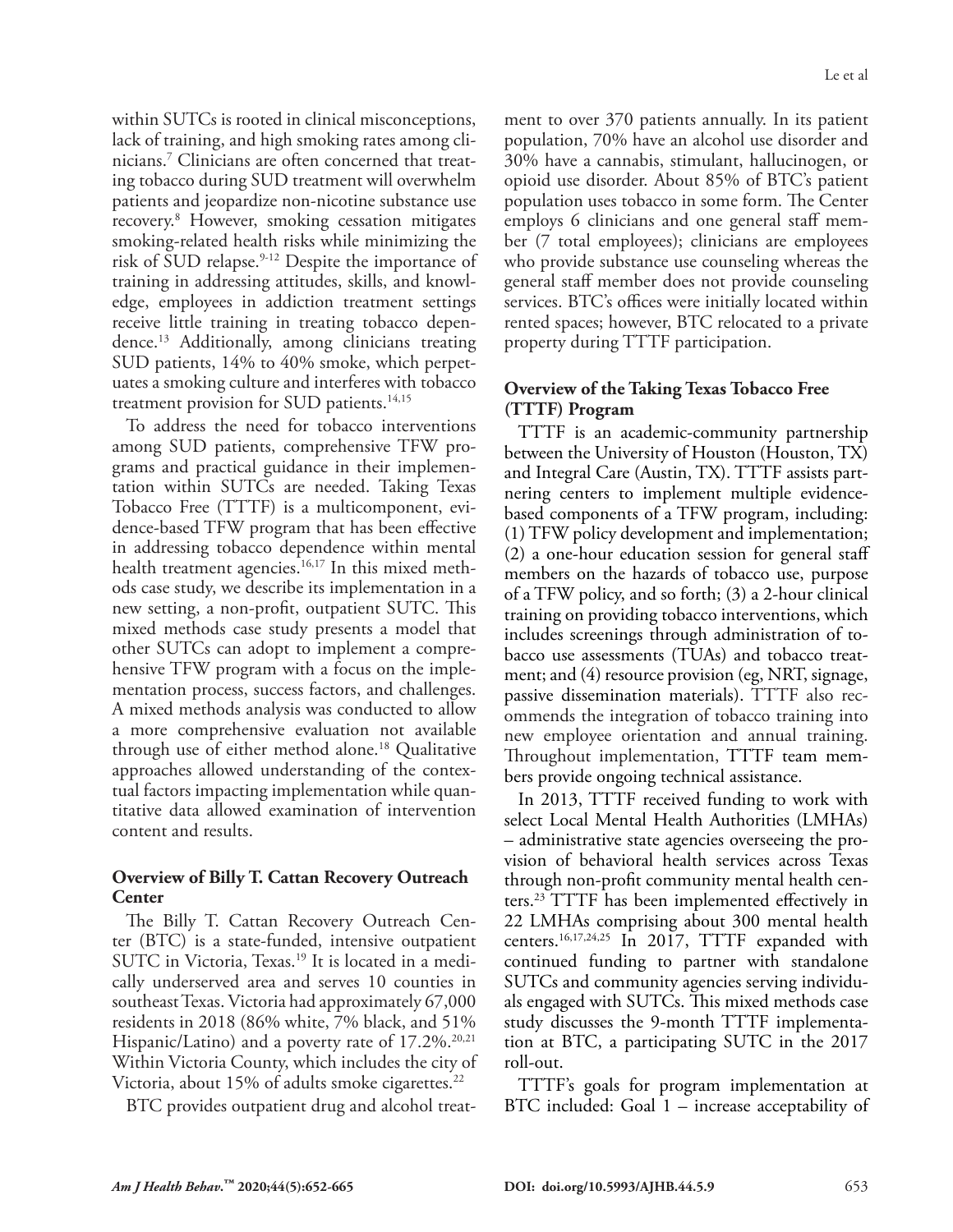within SUTCs is rooted in clinical misconceptions, lack of training, and high smoking rates among clinicians.[7] Clinicians are often concerned that treating tobacco during SUD treatment will overwhelm patients and jeopardize non-nicotine substance use recovery.[8] However, smoking cessation mitigates smoking-related health risks while minimizing the risk of SUD relapse.[9-12] Despite the importance of training in addressing attitudes, skills, and knowledge, employees in addiction treatment settings receive little training in treating tobacco dependence.[13] Additionally, among clinicians treating SUD patients, 14% to 40% smoke, which perpetuates a smoking culture and interferes with tobacco treatment provision for SUD patients.[14,15]

To address the need for tobacco interventions among SUD patients, comprehensive TFW programs and practical guidance in their implementation within SUTCs are needed. Taking Texas Tobacco Free (TTTF) is a multicomponent, evidence-based TFW program that has been effective in addressing tobacco dependence within mental health treatment agencies.[16,17] In this mixed methods case study, we describe its implementation in a new setting, a non-profit, outpatient SUTC. This mixed methods case study presents a model that other SUTCs can adopt to implement a comprehensive TFW program with a focus on the implementation process, success factors, and challenges. A mixed methods analysis was conducted to allow a more comprehensive evaluation not available through use of either method alone.[18] Qualitative approaches allowed understanding of the contextual factors impacting implementation while quantitative data allowed examination of intervention content and results.

### Overview of Billy T. Cattan Recovery Outreach Center

The Billy T. Cattan Recovery Outreach Center (BTC) is a state-funded, intensive outpatient SUTC in Victoria, Texas.[19] It is located in a medically underserved area and serves 10 counties in southeast Texas. Victoria had approximately 67,000 residents in 2018 (86% white, 7% black, and 51% Hispanic/Latino) and a poverty rate of 17.2%.[20,21] Within Victoria County, which includes the city of Victoria, about 15% of adults smoke cigarettes.[22]

BTC provides outpatient drug and alcohol treatment to over 370 patients annually. In its patient population, 70% have an alcohol use disorder and 30% have a cannabis, stimulant, hallucinogen, or opioid use disorder. About 85% of BTC's patient population uses tobacco in some form. The Center employs 6 clinicians and one general staff member (7 total employees); clinicians are employees who provide substance use counseling whereas the general staff member does not provide counseling services. BTC's offices were initially located within rented spaces; however, BTC relocated to a private property during TTTF participation.

### Overview of the Taking Texas Tobacco Free (TTTF) Program

TTTF is an academic-community partnership between the University of Houston (Houston, TX) and Integral Care (Austin, TX). TTTF assists partnering centers to implement multiple evidence-based components of a TFW program, including: (1) TFW policy development and implementation; (2) a one-hour education session for general staff members on the hazards of tobacco use, purpose of a TFW policy, and so forth; (3) a 2-hour clinical training on providing tobacco interventions, which includes screenings through administration of tobacco use assessments (TUAs) and tobacco treatment; and (4) resource provision (eg, NRT, signage, passive dissemination materials). TTTF also recommends the integration of tobacco training into new employee orientation and annual training. Throughout implementation, TTTF team members provide ongoing technical assistance.

In 2013, TTTF received funding to work with select Local Mental Health Authorities (LMHAs) – administrative state agencies overseeing the provision of behavioral health services across Texas through non-profit community mental health centers.[23] TTTF has been implemented effectively in 22 LMHAs comprising about 300 mental health centers.[16,17,24,25] In 2017, TTTF expanded with continued funding to partner with standalone SUTCs and community agencies serving individuals engaged with SUTCs. This mixed methods case study discusses the 9-month TTTF implementation at BTC, a participating SUTC in the 2017 roll-out.

TTTF's goals for program implementation at BTC included: Goal 1 – increase acceptability of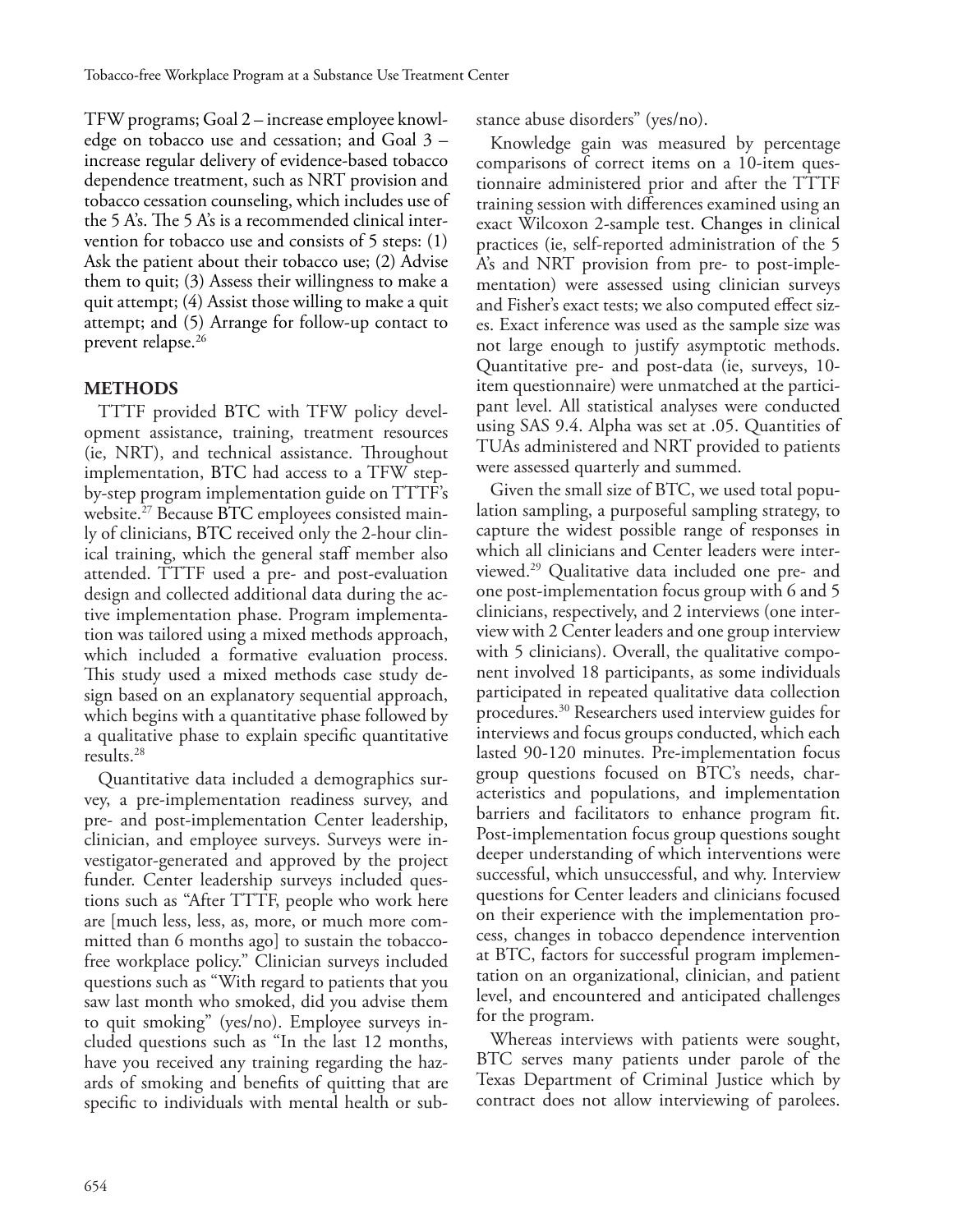TFW programs; Goal 2 – increase employee knowledge on tobacco use and cessation; and Goal 3 – increase regular delivery of evidence-based tobacco dependence treatment, such as NRT provision and tobacco cessation counseling, which includes use of the 5 A's. The 5 A's is a recommended clinical intervention for tobacco use and consists of 5 steps: (1) Ask the patient about their tobacco use; (2) Advise them to quit; (3) Assess their willingness to make a quit attempt; (4) Assist those willing to make a quit attempt; and (5) Arrange for follow-up contact to prevent relapse.[26]

## METHODS

TTTF provided BTC with TFW policy development assistance, training, treatment resources (ie, NRT), and technical assistance. Throughout implementation, BTC had access to a TFW step-by-step program implementation guide on TTTF's website.[27] Because BTC employees consisted mainly of clinicians, BTC received only the 2-hour clinical training, which the general staff member also attended. TTTF used a pre- and post-evaluation design and collected additional data during the active implementation phase. Program implementation was tailored using a mixed methods approach, which included a formative evaluation process. This study used a mixed methods case study design based on an explanatory sequential approach, which begins with a quantitative phase followed by a qualitative phase to explain specific quantitative results.[28]

Quantitative data included a demographics survey, a pre-implementation readiness survey, and pre- and post-implementation Center leadership, clinician, and employee surveys. Surveys were investigator-generated and approved by the project funder. Center leadership surveys included questions such as "After TTTF, people who work here are [much less, less, as, more, or much more committed than 6 months ago] to sustain the tobacco-free workplace policy." Clinician surveys included questions such as "With regard to patients that you saw last month who smoked, did you advise them to quit smoking" (yes/no). Employee surveys included questions such as "In the last 12 months, have you received any training regarding the hazards of smoking and benefits of quitting that are specific to individuals with mental health or substance abuse disorders" (yes/no).

Knowledge gain was measured by percentage comparisons of correct items on a 10-item questionnaire administered prior and after the TTTF training session with differences examined using an exact Wilcoxon 2-sample test. Changes in clinical practices (ie, self-reported administration of the 5 A's and NRT provision from pre- to post-implementation) were assessed using clinician surveys and Fisher's exact tests; we also computed effect sizes. Exact inference was used as the sample size was not large enough to justify asymptotic methods. Quantitative pre- and post-data (ie, surveys, 10-item questionnaire) were unmatched at the participant level. All statistical analyses were conducted using SAS 9.4. Alpha was set at .05. Quantities of TUAs administered and NRT provided to patients were assessed quarterly and summed.

Given the small size of BTC, we used total population sampling, a purposeful sampling strategy, to capture the widest possible range of responses in which all clinicians and Center leaders were interviewed.[29] Qualitative data included one pre- and one post-implementation focus group with 6 and 5 clinicians, respectively, and 2 interviews (one interview with 2 Center leaders and one group interview with 5 clinicians). Overall, the qualitative component involved 18 participants, as some individuals participated in repeated qualitative data collection procedures.[30] Researchers used interview guides for interviews and focus groups conducted, which each lasted 90-120 minutes. Pre-implementation focus group questions focused on BTC's needs, characteristics and populations, and implementation barriers and facilitators to enhance program fit. Post-implementation focus group questions sought deeper understanding of which interventions were successful, which unsuccessful, and why. Interview questions for Center leaders and clinicians focused on their experience with the implementation process, changes in tobacco dependence intervention at BTC, factors for successful program implementation on an organizational, clinician, and patient level, and encountered and anticipated challenges for the program.

Whereas interviews with patients were sought, BTC serves many patients under parole of the Texas Department of Criminal Justice which by contract does not allow interviewing of parolees.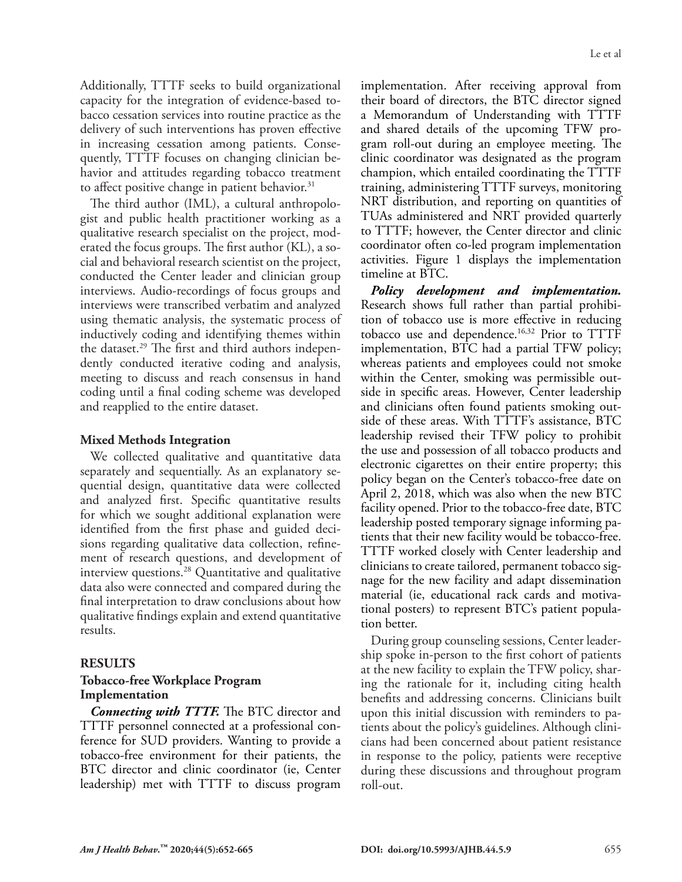Additionally, TTTF seeks to build organizational capacity for the integration of evidence-based tobacco cessation services into routine practice as the delivery of such interventions has proven effective in increasing cessation among patients. Consequently, TTTF focuses on changing clinician behavior and attitudes regarding tobacco treatment to affect positive change in patient behavior.[31]

The third author (IML), a cultural anthropologist and public health practitioner working as a qualitative research specialist on the project, moderated the focus groups. The first author (KL), a social and behavioral research scientist on the project, conducted the Center leader and clinician group interviews. Audio-recordings of focus groups and interviews were transcribed verbatim and analyzed using thematic analysis, the systematic process of inductively coding and identifying themes within the dataset.[29] The first and third authors independently conducted iterative coding and analysis, meeting to discuss and reach consensus in hand coding until a final coding scheme was developed and reapplied to the entire dataset.

### Mixed Methods Integration

We collected qualitative and quantitative data separately and sequentially. As an explanatory sequential design, quantitative data were collected and analyzed first. Specific quantitative results for which we sought additional explanation were identified from the first phase and guided decisions regarding qualitative data collection, refinement of research questions, and development of interview questions.[28] Quantitative and qualitative data also were connected and compared during the final interpretation to draw conclusions about how qualitative findings explain and extend quantitative results.

## RESULTS

### Tobacco-free Workplace Program Implementation

***Connecting with TTTF.*** The BTC director and TTTF personnel connected at a professional conference for SUD providers. Wanting to provide a tobacco-free environment for their patients, the BTC director and clinic coordinator (ie, Center leadership) met with TTTF to discuss program implementation. After receiving approval from their board of directors, the BTC director signed a Memorandum of Understanding with TTTF and shared details of the upcoming TFW program roll-out during an employee meeting. The clinic coordinator was designated as the program champion, which entailed coordinating the TTTF training, administering TTTF surveys, monitoring NRT distribution, and reporting on quantities of TUAs administered and NRT provided quarterly to TTTF; however, the Center director and clinic coordinator often co-led program implementation activities. Figure 1 displays the implementation timeline at BTC.

***Policy development and implementation.*** Research shows full rather than partial prohibition of tobacco use is more effective in reducing tobacco use and dependence.[16,32] Prior to TTTF implementation, BTC had a partial TFW policy; whereas patients and employees could not smoke within the Center, smoking was permissible outside in specific areas. However, Center leadership and clinicians often found patients smoking outside of these areas. With TTTF's assistance, BTC leadership revised their TFW policy to prohibit the use and possession of all tobacco products and electronic cigarettes on their entire property; this policy began on the Center's tobacco-free date on April 2, 2018, which was also when the new BTC facility opened. Prior to the tobacco-free date, BTC leadership posted temporary signage informing patients that their new facility would be tobacco-free. TTTF worked closely with Center leadership and clinicians to create tailored, permanent tobacco signage for the new facility and adapt dissemination material (ie, educational rack cards and motivational posters) to represent BTC's patient population better.

During group counseling sessions, Center leadership spoke in-person to the first cohort of patients at the new facility to explain the TFW policy, sharing the rationale for it, including citing health benefits and addressing concerns. Clinicians built upon this initial discussion with reminders to patients about the policy's guidelines. Although clinicians had been concerned about patient resistance in response to the policy, patients were receptive during these discussions and throughout program roll-out.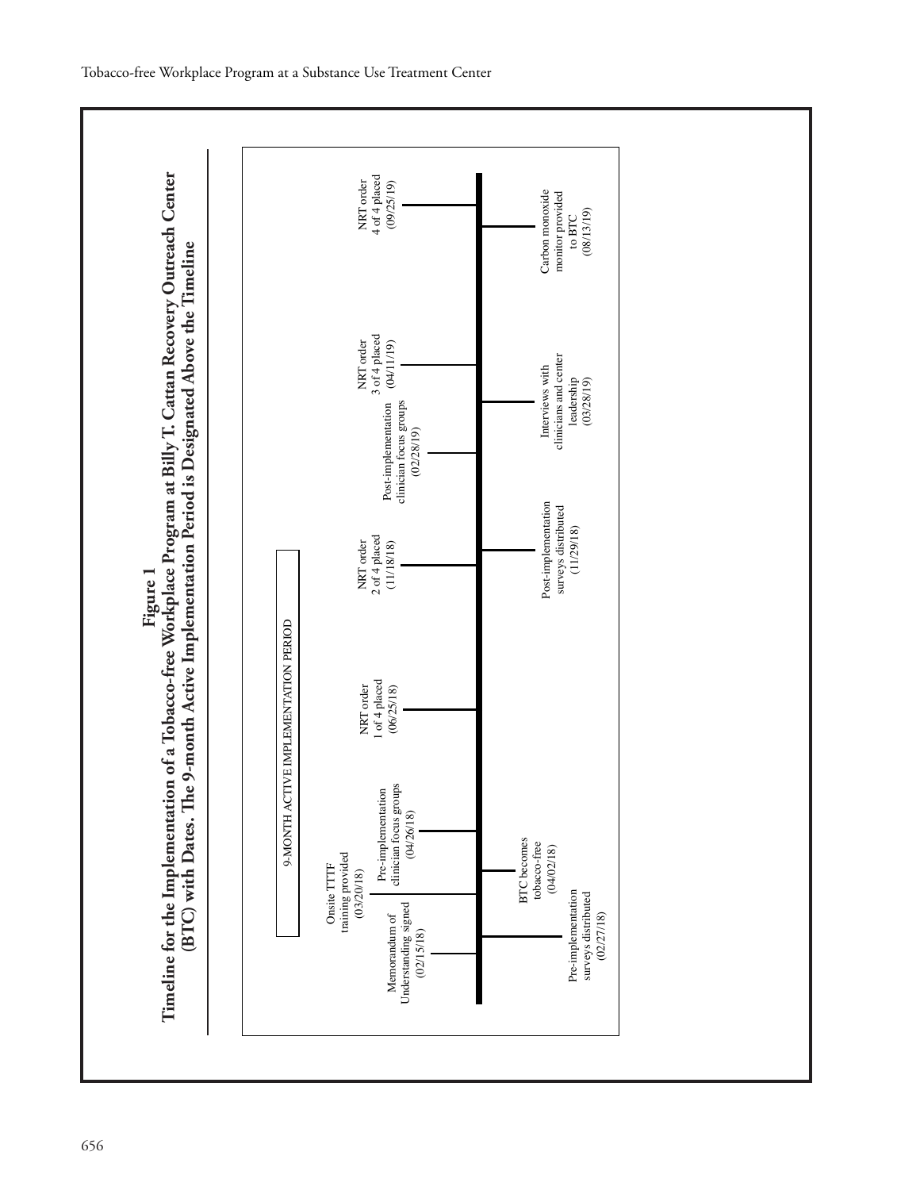**Figure 1**

**Timeline for the Implementation of a Tobacco-free Workplace Program at Billy T. Cattan Recovery Outreach Center (BTC) with Dates. The 9-month Active Implementation Period is Designated Above the Timeline**

9-MONTH ACTIVE IMPLEMENTATION PERIOD

Memorandum of Understanding signed (02/15/18)

Pre-implementation surveys distributed (02/27/18)

Onsite TTTF training provided (03/20/18)

BTC becomes tobacco-free (04/02/18)

Pre-implementation clinician focus groups (04/26/18)

NRT order 1 of 4 placed (06/25/18)

NRT order 2 of 4 placed (11/18/18)

Post-implementation surveys distributed (11/29/18)

Post-implementation clinician focus groups (02/28/19)

Interviews with clinicians and center leadership (03/28/19)

NRT order 3 of 4 placed (04/11/19)

Carbon monoxide monitor provided to BTC (08/13/19)

NRT order 4 of 4 placed (09/25/19)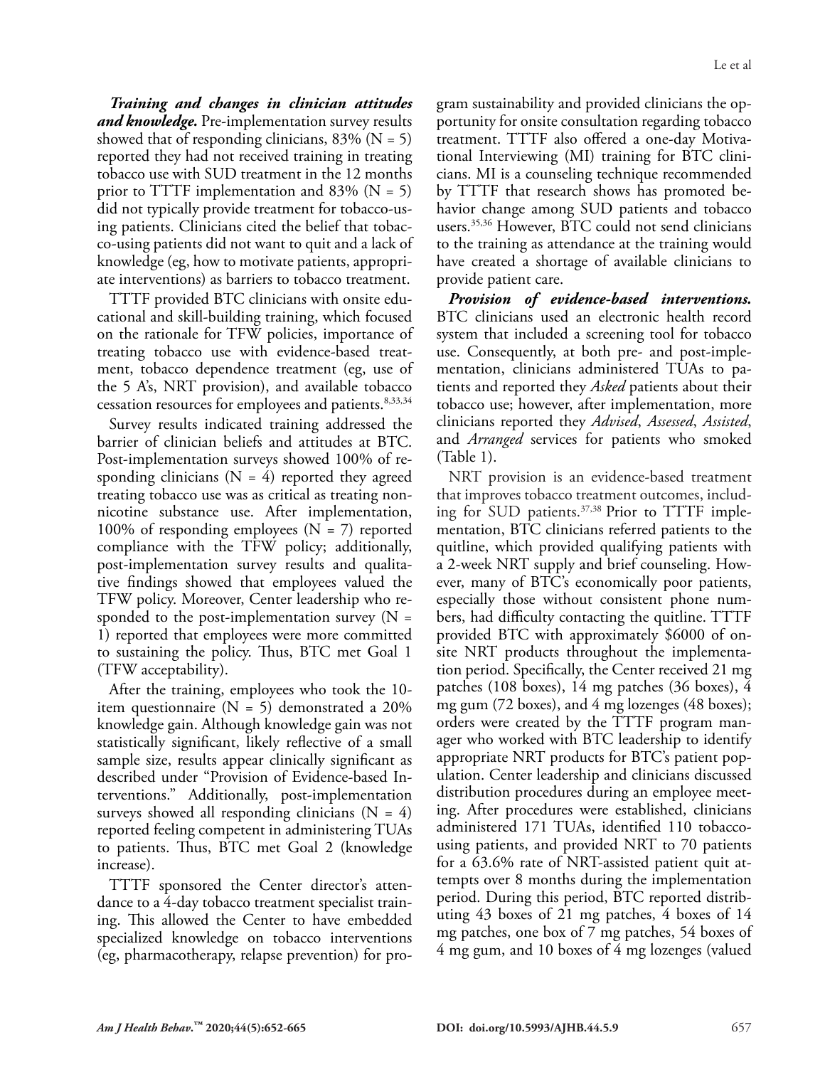***Training and changes in clinician attitudes and knowledge.*** Pre-implementation survey results showed that of responding clinicians, 83% (N = 5) reported they had not received training in treating tobacco use with SUD treatment in the 12 months prior to TTTF implementation and 83% (N = 5) did not typically provide treatment for tobacco-using patients. Clinicians cited the belief that tobacco-using patients did not want to quit and a lack of knowledge (eg, how to motivate patients, appropriate interventions) as barriers to tobacco treatment.

TTTF provided BTC clinicians with onsite educational and skill-building training, which focused on the rationale for TFW policies, importance of treating tobacco use with evidence-based treatment, tobacco dependence treatment (eg, use of the 5 A's, NRT provision), and available tobacco cessation resources for employees and patients.[8,33,34]

Survey results indicated training addressed the barrier of clinician beliefs and attitudes at BTC. Post-implementation surveys showed 100% of responding clinicians (N = 4) reported they agreed treating tobacco use was as critical as treating non-nicotine substance use. After implementation, 100% of responding employees (N = 7) reported compliance with the TFW policy; additionally, post-implementation survey results and qualitative findings showed that employees valued the TFW policy. Moreover, Center leadership who responded to the post-implementation survey (N = 1) reported that employees were more committed to sustaining the policy. Thus, BTC met Goal 1 (TFW acceptability).

After the training, employees who took the 10-item questionnaire (N = 5) demonstrated a 20% knowledge gain. Although knowledge gain was not statistically significant, likely reflective of a small sample size, results appear clinically significant as described under "Provision of Evidence-based Interventions." Additionally, post-implementation surveys showed all responding clinicians (N = 4) reported feeling competent in administering TUAs to patients. Thus, BTC met Goal 2 (knowledge increase).

TTTF sponsored the Center director's attendance to a 4-day tobacco treatment specialist training. This allowed the Center to have embedded specialized knowledge on tobacco interventions (eg, pharmacotherapy, relapse prevention) for program sustainability and provided clinicians the opportunity for onsite consultation regarding tobacco treatment. TTTF also offered a one-day Motivational Interviewing (MI) training for BTC clinicians. MI is a counseling technique recommended by TTTF that research shows has promoted behavior change among SUD patients and tobacco users.[35,36] However, BTC could not send clinicians to the training as attendance at the training would have created a shortage of available clinicians to provide patient care.

***Provision of evidence-based interventions.*** BTC clinicians used an electronic health record system that included a screening tool for tobacco use. Consequently, at both pre- and post-implementation, clinicians administered TUAs to patients and reported they *Asked* patients about their tobacco use; however, after implementation, more clinicians reported they *Advised*, *Assessed*, *Assisted*, and *Arranged* services for patients who smoked (Table 1).

NRT provision is an evidence-based treatment that improves tobacco treatment outcomes, including for SUD patients.[37,38] Prior to TTTF implementation, BTC clinicians referred patients to the quitline, which provided qualifying patients with a 2-week NRT supply and brief counseling. However, many of BTC's economically poor patients, especially those without consistent phone numbers, had difficulty contacting the quitline. TTTF provided BTC with approximately $6000 of onsite NRT products throughout the implementation period. Specifically, the Center received 21 mg patches (108 boxes), 14 mg patches (36 boxes), 4 mg gum (72 boxes), and 4 mg lozenges (48 boxes); orders were created by the TTTF program manager who worked with BTC leadership to identify appropriate NRT products for BTC's patient population. Center leadership and clinicians discussed distribution procedures during an employee meeting. After procedures were established, clinicians administered 171 TUAs, identified 110 tobacco-using patients, and provided NRT to 70 patients for a 63.6% rate of NRT-assisted patient quit attempts over 8 months during the implementation period. During this period, BTC reported distributing 43 boxes of 21 mg patches, 4 boxes of 14 mg patches, one box of 7 mg patches, 54 boxes of 4 mg gum, and 10 boxes of 4 mg lozenges (valued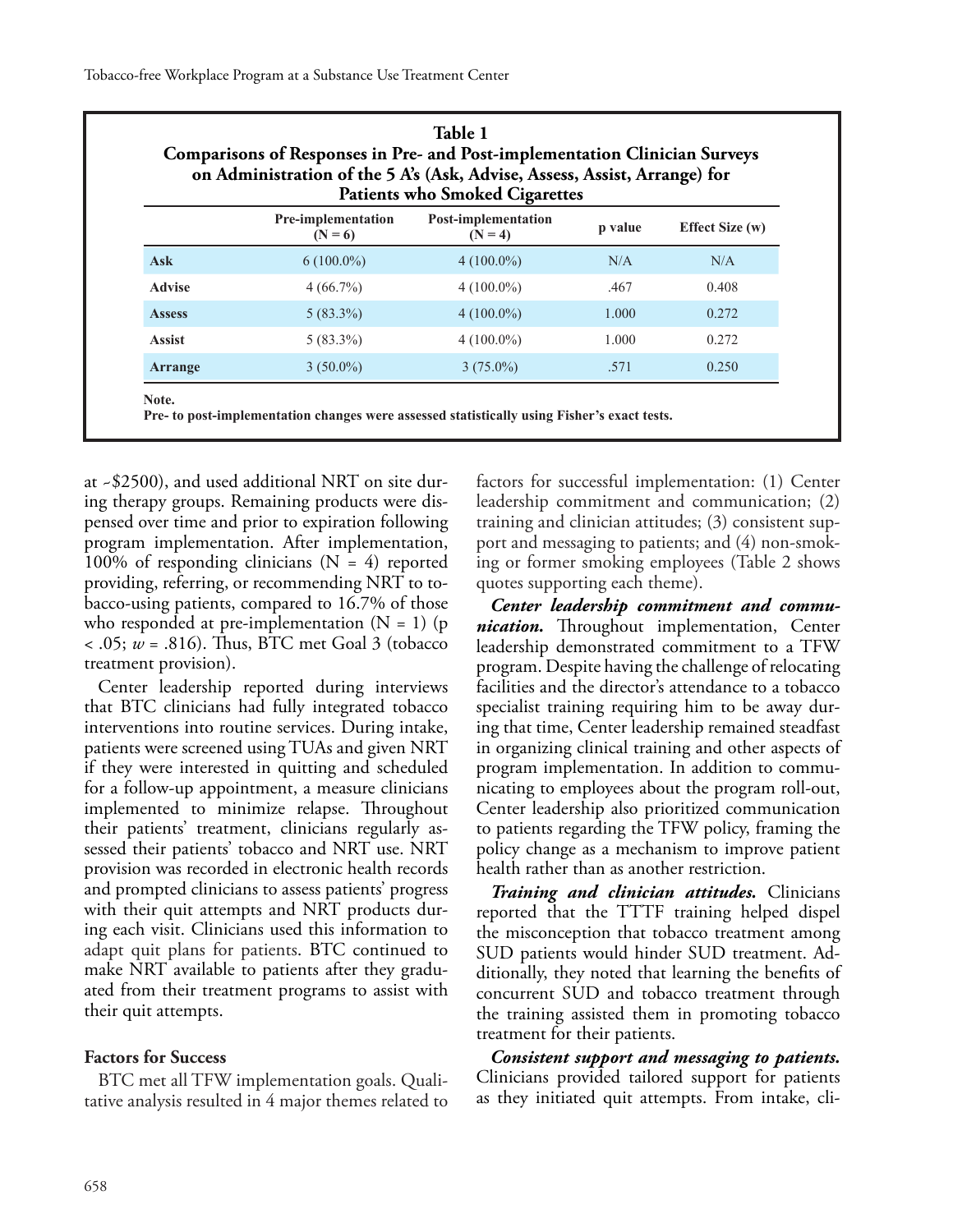**Table 1**
**Comparisons of Responses in Pre- and Post-implementation Clinician Surveys on Administration of the 5 A's (Ask, Advise, Assess, Assist, Arrange) for Patients who Smoked Cigarettes**

| | Pre-implementation (N = 6) | Post-implementation (N = 4) | p value | Effect Size (w) |
|---|---|---|---|---|
| **Ask** | 6 (100.0%) | 4 (100.0%) | N/A | N/A |
| **Advise** | 4 (66.7%) | 4 (100.0%) | .467 | 0.408 |
| **Assess** | 5 (83.3%) | 4 (100.0%) | 1.000 | 0.272 |
| **Assist** | 5 (83.3%) | 4 (100.0%) | 1.000 | 0.272 |
| **Arrange** | 3 (50.0%) | 3 (75.0%) | .571 | 0.250 |

**Note.**
**Pre- to post-implementation changes were assessed statistically using Fisher's exact tests.**

at ~$2500), and used additional NRT on site during therapy groups. Remaining products were dispensed over time and prior to expiration following program implementation. After implementation, 100% of responding clinicians (N = 4) reported providing, referring, or recommending NRT to tobacco-using patients, compared to 16.7% of those who responded at pre-implementation (N = 1) ($p < .05$; $w = .816$). Thus, BTC met Goal 3 (tobacco treatment provision).

Center leadership reported during interviews that BTC clinicians had fully integrated tobacco interventions into routine services. During intake, patients were screened using TUAs and given NRT if they were interested in quitting and scheduled for a follow-up appointment, a measure clinicians implemented to minimize relapse. Throughout their patients' treatment, clinicians regularly assessed their patients' tobacco and NRT use. NRT provision was recorded in electronic health records and prompted clinicians to assess patients' progress with their quit attempts and NRT products during each visit. Clinicians used this information to adapt quit plans for patients. BTC continued to make NRT available to patients after they graduated from their treatment programs to assist with their quit attempts.

### Factors for Success

BTC met all TFW implementation goals. Qualitative analysis resulted in 4 major themes related to factors for successful implementation: (1) Center leadership commitment and communication; (2) training and clinician attitudes; (3) consistent support and messaging to patients; and (4) non-smoking or former smoking employees (Table 2 shows quotes supporting each theme).

***Center leadership commitment and communication.*** Throughout implementation, Center leadership demonstrated commitment to a TFW program. Despite having the challenge of relocating facilities and the director's attendance to a tobacco specialist training requiring him to be away during that time, Center leadership remained steadfast in organizing clinical training and other aspects of program implementation. In addition to communicating to employees about the program roll-out, Center leadership also prioritized communication to patients regarding the TFW policy, framing the policy change as a mechanism to improve patient health rather than as another restriction.

***Training and clinician attitudes.*** Clinicians reported that the TTTF training helped dispel the misconception that tobacco treatment among SUD patients would hinder SUD treatment. Additionally, they noted that learning the benefits of concurrent SUD and tobacco treatment through the training assisted them in promoting tobacco treatment for their patients.

***Consistent support and messaging to patients.*** Clinicians provided tailored support for patients as they initiated quit attempts. From intake, cli-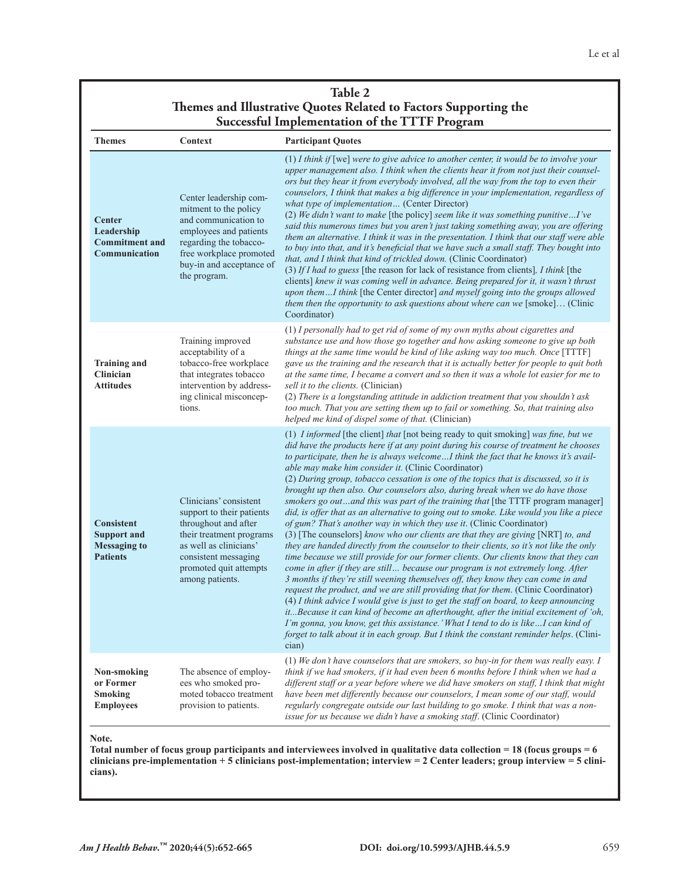**Table 2**
**Themes and Illustrative Quotes Related to Factors Supporting the Successful Implementation of the TTTF Program**

| Themes | Context | Participant Quotes |
|---|---|---|
| **Center Leadership Commitment and Communication** | Center leadership commitment to the policy and communication to employees and patients regarding the tobacco-free workplace promoted buy-in and acceptance of the program. | (1) *I think if* [we] *were to give advice to another center, it would be to involve your upper management also. I think when the clients hear it from not just their counselors but they hear it from everybody involved, all the way from the top to even their counselors, I think that makes a big difference in your implementation, regardless of what type of implementation…* (Center Director)<br>(2) *We didn't want to make* [the policy] *seem like it was something punitive…I've said this numerous times but you aren't just taking something away, you are offering them an alternative. I think it was in the presentation. I think that our staff were able to buy into that, and it's beneficial that we have such a small staff. They bought into that, and I think that kind of trickled down.* (Clinic Coordinator)<br>(3) *If I had to guess* [the reason for lack of resistance from clients], *I think* [the clients] *knew it was coming well in advance. Being prepared for it, it wasn't thrust upon them…I think* [the Center director] *and myself going into the groups allowed them then the opportunity to ask questions about where can we* [smoke]… (Clinic Coordinator) |
| **Training and Clinician Attitudes** | Training improved acceptability of a tobacco-free workplace that integrates tobacco intervention by addressing clinical misconceptions. | (1) *I personally had to get rid of some of my own myths about cigarettes and substance use and how those go together and how asking someone to give up both things at the same time would be kind of like asking way too much. Once* [TTTF] *gave us the training and the research that it is actually better for people to quit both at the same time, I became a convert and so then it was a whole lot easier for me to sell it to the clients.* (Clinician)<br>(2) *There is a longstanding attitude in addiction treatment that you shouldn't ask too much. That you are setting them up to fail or something. So, that training also helped me kind of dispel some of that.* (Clinician) |
| **Consistent Support and Messaging to Patients** | Clinicians' consistent support to their patients throughout and after their treatment programs as well as clinicians' consistent messaging promoted quit attempts among patients. | (1) *I informed* [the client] *that* [not being ready to quit smoking] *was fine, but we did have the products here if at any point during his course of treatment he chooses to participate, then he is always welcome…I think the fact that he knows it's available may make him consider it.* (Clinic Coordinator)<br>(2) *During group, tobacco cessation is one of the topics that is discussed, so it is brought up then also. Our counselors also, during break when we do have those smokers go out…and this was part of the training that* [the TTTF program manager] *did, is offer that as an alternative to going out to smoke. Like would you like a piece of gum? That's another way in which they use it*. (Clinic Coordinator)<br>(3) [The counselors] *know who our clients are that they are giving* [NRT] *to, and they are handed directly from the counselor to their clients, so it's not like the only time because we still provide for our former clients. Our clients know that they can come in after if they are still… because our program is not extremely long. After 3 months if they're still weening themselves off, they know they can come in and request the product, and we are still providing that for them*. (Clinic Coordinator)<br>(4) *I think advice I would give is just to get the staff on board, to keep announcing it...Because it can kind of become an afterthought, after the initial excitement of 'oh, I'm gonna, you know, get this assistance.' What I tend to do is like…I can kind of forget to talk about it in each group. But I think the constant reminder helps*. (Clinician) |
| **Non-smoking or Former Smoking Employees** | The absence of employees who smoked promoted tobacco treatment provision to patients. | (1) *We don't have counselors that are smokers, so buy-in for them was really easy. I think if we had smokers, if it had even been 6 months before I think when we had a different staff or a year before where we did have smokers on staff, I think that might have been met differently because our counselors, I mean some of our staff, would regularly congregate outside our last building to go smoke. I think that was a non-issue for us because we didn't have a smoking staff*. (Clinic Coordinator) |

**Note.**
**Total number of focus group participants and interviewees involved in qualitative data collection = 18 (focus groups = 6 clinicians pre-implementation + 5 clinicians post-implementation; interview = 2 Center leaders; group interview = 5 clinicians).**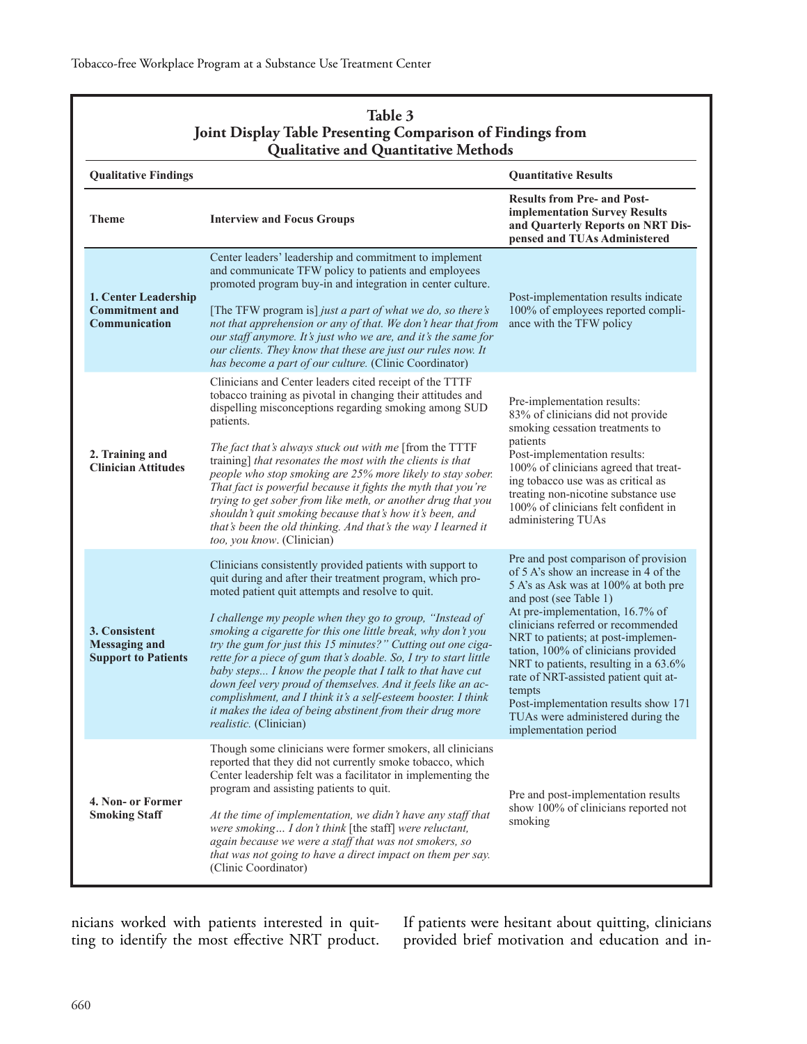**Table 3**
**Joint Display Table Presenting Comparison of Findings from Qualitative and Quantitative Methods**

| Qualitative Findings | | Quantitative Results |
|---|---|---|
| **Theme** | **Interview and Focus Groups** | **Results from Pre- and Post-implementation Survey Results and Quarterly Reports on NRT Dispensed and TUAs Administered** |
| **1. Center Leadership Commitment and Communication** | Center leaders' leadership and commitment to implement and communicate TFW policy to patients and employees promoted program buy-in and integration in center culture.<br><br>[The TFW program is] *just a part of what we do, so there's not that apprehension or any of that. We don't hear that from our staff anymore. It's just who we are, and it's the same for our clients. They know that these are just our rules now. It has become a part of our culture.* (Clinic Coordinator) | Post-implementation results indicate 100% of employees reported compliance with the TFW policy |
| **2. Training and Clinician Attitudes** | Clinicians and Center leaders cited receipt of the TTTF tobacco training as pivotal in changing their attitudes and dispelling misconceptions regarding smoking among SUD patients.<br><br>*The fact that's always stuck out with me* [from the TTTF training] *that resonates the most with the clients is that people who stop smoking are 25% more likely to stay sober. That fact is powerful because it fights the myth that you're trying to get sober from like meth, or another drug that you shouldn't quit smoking because that's how it's been, and that's been the old thinking. And that's the way I learned it too, you know*. (Clinician) | Pre-implementation results:<br>83% of clinicians did not provide smoking cessation treatments to patients<br>Post-implementation results:<br>100% of clinicians agreed that treating tobacco use was as critical as treating non-nicotine substance use<br>100% of clinicians felt confident in administering TUAs |
| **3. Consistent Messaging and Support to Patients** | Clinicians consistently provided patients with support to quit during and after their treatment program, which promoted patient quit attempts and resolve to quit.<br><br>*I challenge my people when they go to group, "Instead of smoking a cigarette for this one little break, why don't you try the gum for just this 15 minutes?" Cutting out one cigarette for a piece of gum that's doable. So, I try to start little baby steps... I know the people that I talk to that have cut down feel very proud of themselves. And it feels like an accomplishment, and I think it's a self-esteem booster. I think it makes the idea of being abstinent from their drug more realistic.* (Clinician) | Pre and post comparison of provision of 5 A's show an increase in 4 of the 5 A's as Ask was at 100% at both pre and post (see Table 1)<br>At pre-implementation, 16.7% of clinicians referred or recommended NRT to patients; at post-implementation, 100% of clinicians provided NRT to patients, resulting in a 63.6% rate of NRT-assisted patient quit attempts<br>Post-implementation results show 171 TUAs were administered during the implementation period |
| **4. Non- or Former Smoking Staff** | Though some clinicians were former smokers, all clinicians reported that they did not currently smoke tobacco, which Center leadership felt was a facilitator in implementing the program and assisting patients to quit.<br><br>*At the time of implementation, we didn't have any staff that were smoking… I don't think* [the staff] *were reluctant, again because we were a staff that was not smokers, so that was not going to have a direct impact on them per say.* (Clinic Coordinator) | Pre and post-implementation results show 100% of clinicians reported not smoking |

nicians worked with patients interested in quitting to identify the most effective NRT product. If patients were hesitant about quitting, clinicians provided brief motivation and education and in-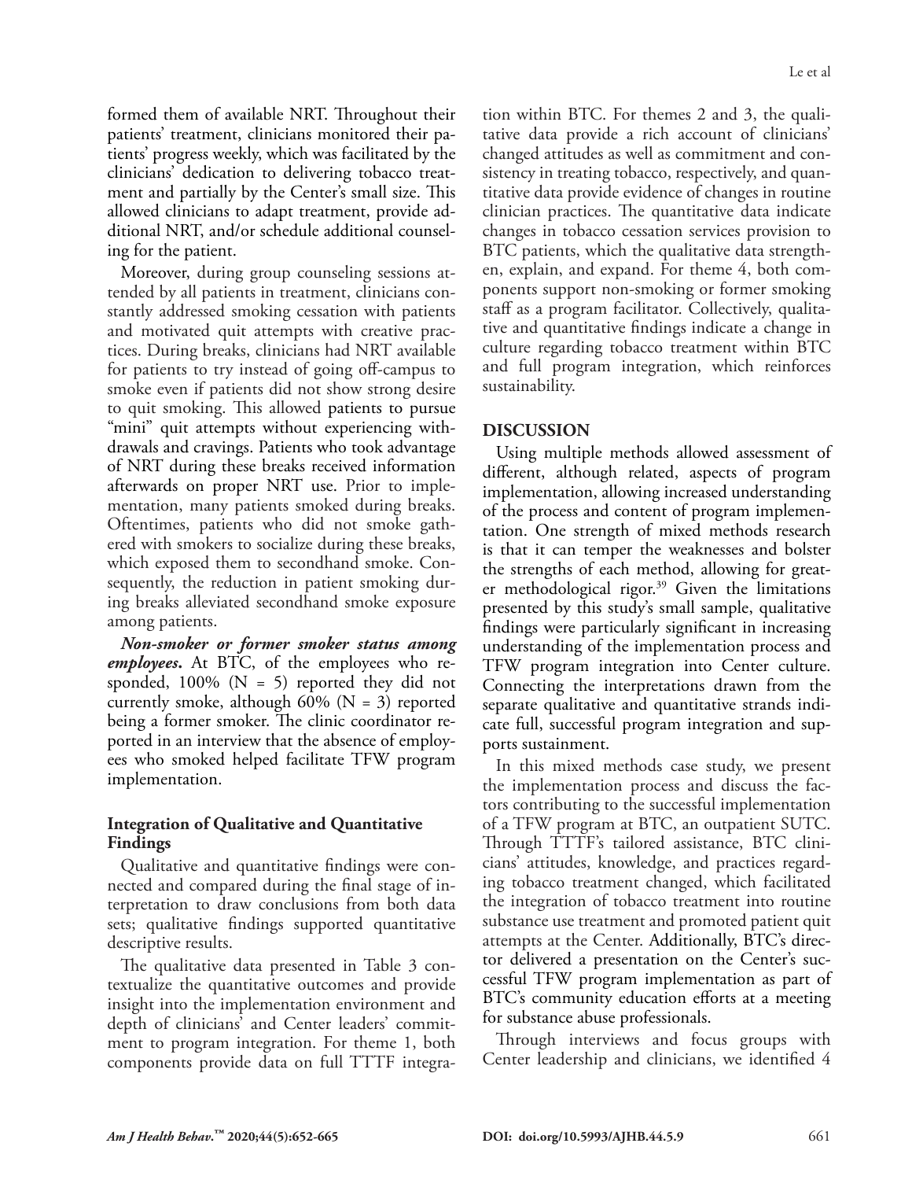formed them of available NRT. Throughout their patients' treatment, clinicians monitored their patients' progress weekly, which was facilitated by the clinicians' dedication to delivering tobacco treatment and partially by the Center's small size. This allowed clinicians to adapt treatment, provide additional NRT, and/or schedule additional counseling for the patient.

Moreover, during group counseling sessions attended by all patients in treatment, clinicians constantly addressed smoking cessation with patients and motivated quit attempts with creative practices. During breaks, clinicians had NRT available for patients to try instead of going off-campus to smoke even if patients did not show strong desire to quit smoking. This allowed patients to pursue "mini" quit attempts without experiencing withdrawals and cravings. Patients who took advantage of NRT during these breaks received information afterwards on proper NRT use. Prior to implementation, many patients smoked during breaks. Oftentimes, patients who did not smoke gathered with smokers to socialize during these breaks, which exposed them to secondhand smoke. Consequently, the reduction in patient smoking during breaks alleviated secondhand smoke exposure among patients.

***Non-smoker or former smoker status among employees.*** At BTC, of the employees who responded, 100% (N = 5) reported they did not currently smoke, although 60% (N = 3) reported being a former smoker. The clinic coordinator reported in an interview that the absence of employees who smoked helped facilitate TFW program implementation.

### Integration of Qualitative and Quantitative Findings

Qualitative and quantitative findings were connected and compared during the final stage of interpretation to draw conclusions from both data sets; qualitative findings supported quantitative descriptive results.

The qualitative data presented in Table 3 contextualize the quantitative outcomes and provide insight into the implementation environment and depth of clinicians' and Center leaders' commitment to program integration. For theme 1, both components provide data on full TTTF integration within BTC. For themes 2 and 3, the qualitative data provide a rich account of clinicians' changed attitudes as well as commitment and consistency in treating tobacco, respectively, and quantitative data provide evidence of changes in routine clinician practices. The quantitative data indicate changes in tobacco cessation services provision to BTC patients, which the qualitative data strengthen, explain, and expand. For theme 4, both components support non-smoking or former smoking staff as a program facilitator. Collectively, qualitative and quantitative findings indicate a change in culture regarding tobacco treatment within BTC and full program integration, which reinforces sustainability.

## DISCUSSION

Using multiple methods allowed assessment of different, although related, aspects of program implementation, allowing increased understanding of the process and content of program implementation. One strength of mixed methods research is that it can temper the weaknesses and bolster the strengths of each method, allowing for greater methodological rigor.[39] Given the limitations presented by this study's small sample, qualitative findings were particularly significant in increasing understanding of the implementation process and TFW program integration into Center culture. Connecting the interpretations drawn from the separate qualitative and quantitative strands indicate full, successful program integration and supports sustainment.

In this mixed methods case study, we present the implementation process and discuss the factors contributing to the successful implementation of a TFW program at BTC, an outpatient SUTC. Through TTTF's tailored assistance, BTC clinicians' attitudes, knowledge, and practices regarding tobacco treatment changed, which facilitated the integration of tobacco treatment into routine substance use treatment and promoted patient quit attempts at the Center. Additionally, BTC's director delivered a presentation on the Center's successful TFW program implementation as part of BTC's community education efforts at a meeting for substance abuse professionals.

Through interviews and focus groups with Center leadership and clinicians, we identified 4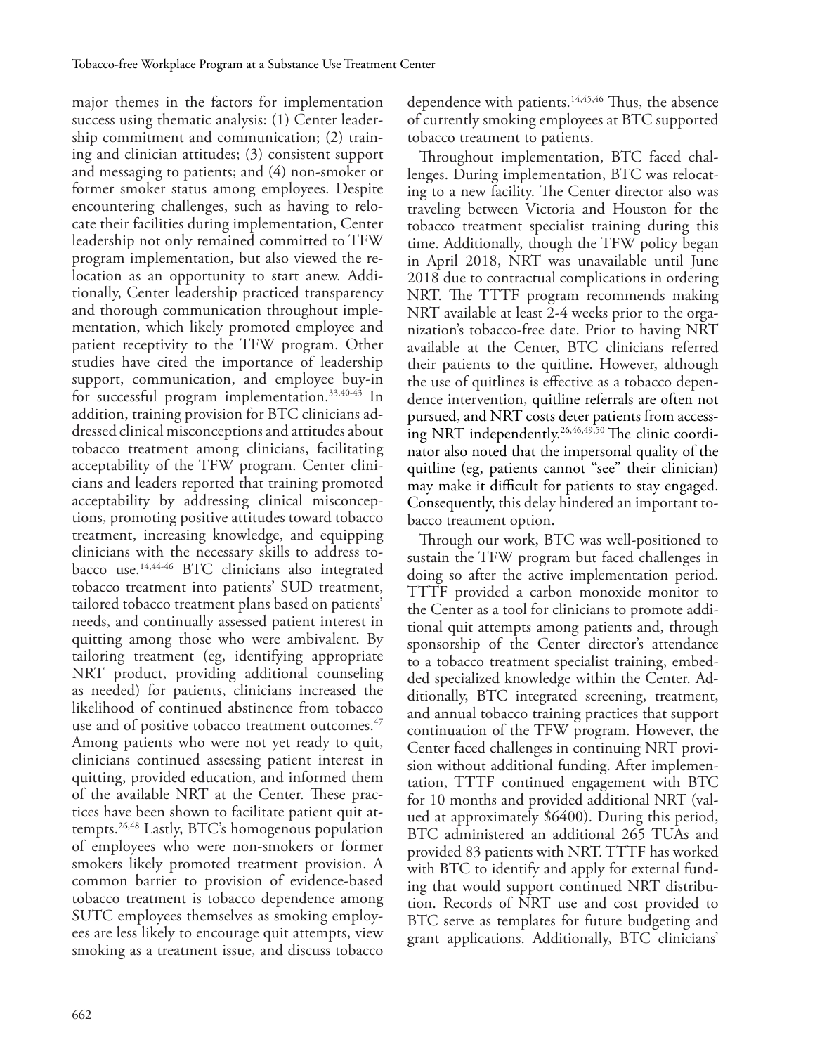major themes in the factors for implementation success using thematic analysis: (1) Center leadership commitment and communication; (2) training and clinician attitudes; (3) consistent support and messaging to patients; and (4) non-smoker or former smoker status among employees. Despite encountering challenges, such as having to relocate their facilities during implementation, Center leadership not only remained committed to TFW program implementation, but also viewed the relocation as an opportunity to start anew. Additionally, Center leadership practiced transparency and thorough communication throughout implementation, which likely promoted employee and patient receptivity to the TFW program. Other studies have cited the importance of leadership support, communication, and employee buy-in for successful program implementation.[33,40-43] In addition, training provision for BTC clinicians addressed clinical misconceptions and attitudes about tobacco treatment among clinicians, facilitating acceptability of the TFW program. Center clinicians and leaders reported that training promoted acceptability by addressing clinical misconceptions, promoting positive attitudes toward tobacco treatment, increasing knowledge, and equipping clinicians with the necessary skills to address tobacco use.[14,44-46] BTC clinicians also integrated tobacco treatment into patients' SUD treatment, tailored tobacco treatment plans based on patients' needs, and continually assessed patient interest in quitting among those who were ambivalent. By tailoring treatment (eg, identifying appropriate NRT product, providing additional counseling as needed) for patients, clinicians increased the likelihood of continued abstinence from tobacco use and of positive tobacco treatment outcomes.[47] Among patients who were not yet ready to quit, clinicians continued assessing patient interest in quitting, provided education, and informed them of the available NRT at the Center. These practices have been shown to facilitate patient quit attempts.[26,48] Lastly, BTC's homogenous population of employees who were non-smokers or former smokers likely promoted treatment provision. A common barrier to provision of evidence-based tobacco treatment is tobacco dependence among SUTC employees themselves as smoking employees are less likely to encourage quit attempts, view smoking as a treatment issue, and discuss tobacco dependence with patients.[14,45,46] Thus, the absence of currently smoking employees at BTC supported tobacco treatment to patients.

Throughout implementation, BTC faced challenges. During implementation, BTC was relocating to a new facility. The Center director also was traveling between Victoria and Houston for the tobacco treatment specialist training during this time. Additionally, though the TFW policy began in April 2018, NRT was unavailable until June 2018 due to contractual complications in ordering NRT. The TTTF program recommends making NRT available at least 2-4 weeks prior to the organization's tobacco-free date. Prior to having NRT available at the Center, BTC clinicians referred their patients to the quitline. However, although the use of quitlines is effective as a tobacco dependence intervention, quitline referrals are often not pursued, and NRT costs deter patients from accessing NRT independently.[26,46,49,50] The clinic coordinator also noted that the impersonal quality of the quitline (eg, patients cannot "see" their clinician) may make it difficult for patients to stay engaged. Consequently, this delay hindered an important tobacco treatment option.

Through our work, BTC was well-positioned to sustain the TFW program but faced challenges in doing so after the active implementation period. TTTF provided a carbon monoxide monitor to the Center as a tool for clinicians to promote additional quit attempts among patients and, through sponsorship of the Center director's attendance to a tobacco treatment specialist training, embedded specialized knowledge within the Center. Additionally, BTC integrated screening, treatment, and annual tobacco training practices that support continuation of the TFW program. However, the Center faced challenges in continuing NRT provision without additional funding. After implementation, TTTF continued engagement with BTC for 10 months and provided additional NRT (valued at approximately $6400). During this period, BTC administered an additional 265 TUAs and provided 83 patients with NRT. TTTF has worked with BTC to identify and apply for external funding that would support continued NRT distribution. Records of NRT use and cost provided to BTC serve as templates for future budgeting and grant applications. Additionally, BTC clinicians'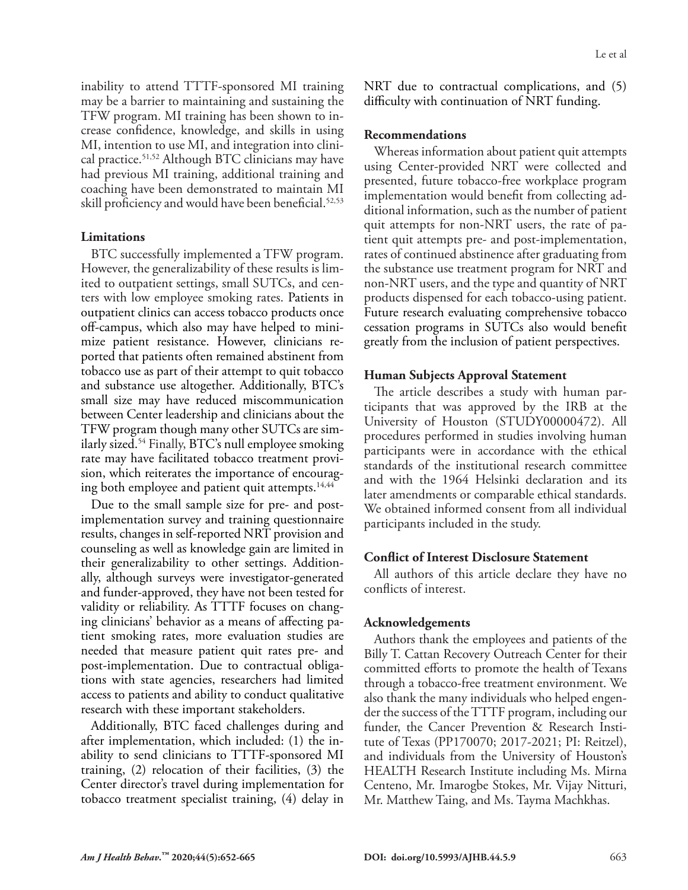inability to attend TTTF-sponsored MI training may be a barrier to maintaining and sustaining the TFW program. MI training has been shown to increase confidence, knowledge, and skills in using MI, intention to use MI, and integration into clinical practice.[51,52] Although BTC clinicians may have had previous MI training, additional training and coaching have been demonstrated to maintain MI skill proficiency and would have been beneficial.[52,53]

### Limitations

BTC successfully implemented a TFW program. However, the generalizability of these results is limited to outpatient settings, small SUTCs, and centers with low employee smoking rates. Patients in outpatient clinics can access tobacco products once off-campus, which also may have helped to minimize patient resistance. However, clinicians reported that patients often remained abstinent from tobacco use as part of their attempt to quit tobacco and substance use altogether. Additionally, BTC's small size may have reduced miscommunication between Center leadership and clinicians about the TFW program though many other SUTCs are similarly sized.[54] Finally, BTC's null employee smoking rate may have facilitated tobacco treatment provision, which reiterates the importance of encouraging both employee and patient quit attempts.[14,44]

Due to the small sample size for pre- and post-implementation survey and training questionnaire results, changes in self-reported NRT provision and counseling as well as knowledge gain are limited in their generalizability to other settings. Additionally, although surveys were investigator-generated and funder-approved, they have not been tested for validity or reliability. As TTTF focuses on changing clinicians' behavior as a means of affecting patient smoking rates, more evaluation studies are needed that measure patient quit rates pre- and post-implementation. Due to contractual obligations with state agencies, researchers had limited access to patients and ability to conduct qualitative research with these important stakeholders.

Additionally, BTC faced challenges during and after implementation, which included: (1) the inability to send clinicians to TTTF-sponsored MI training, (2) relocation of their facilities, (3) the Center director's travel during implementation for tobacco treatment specialist training, (4) delay in NRT due to contractual complications, and (5) difficulty with continuation of NRT funding.

### Recommendations

Whereas information about patient quit attempts using Center-provided NRT were collected and presented, future tobacco-free workplace program implementation would benefit from collecting additional information, such as the number of patient quit attempts for non-NRT users, the rate of patient quit attempts pre- and post-implementation, rates of continued abstinence after graduating from the substance use treatment program for NRT and non-NRT users, and the type and quantity of NRT products dispensed for each tobacco-using patient. Future research evaluating comprehensive tobacco cessation programs in SUTCs also would benefit greatly from the inclusion of patient perspectives.

### Human Subjects Approval Statement

The article describes a study with human participants that was approved by the IRB at the University of Houston (STUDY00000472). All procedures performed in studies involving human participants were in accordance with the ethical standards of the institutional research committee and with the 1964 Helsinki declaration and its later amendments or comparable ethical standards. We obtained informed consent from all individual participants included in the study.

### Conflict of Interest Disclosure Statement

All authors of this article declare they have no conflicts of interest.

### Acknowledgements

Authors thank the employees and patients of the Billy T. Cattan Recovery Outreach Center for their committed efforts to promote the health of Texans through a tobacco-free treatment environment. We also thank the many individuals who helped engender the success of the TTTF program, including our funder, the Cancer Prevention & Research Institute of Texas (PP170070; 2017-2021; PI: Reitzel), and individuals from the University of Houston's HEALTH Research Institute including Ms. Mirna Centeno, Mr. Imarogbe Stokes, Mr. Vijay Nitturi, Mr. Matthew Taing, and Ms. Tayma Machkhas.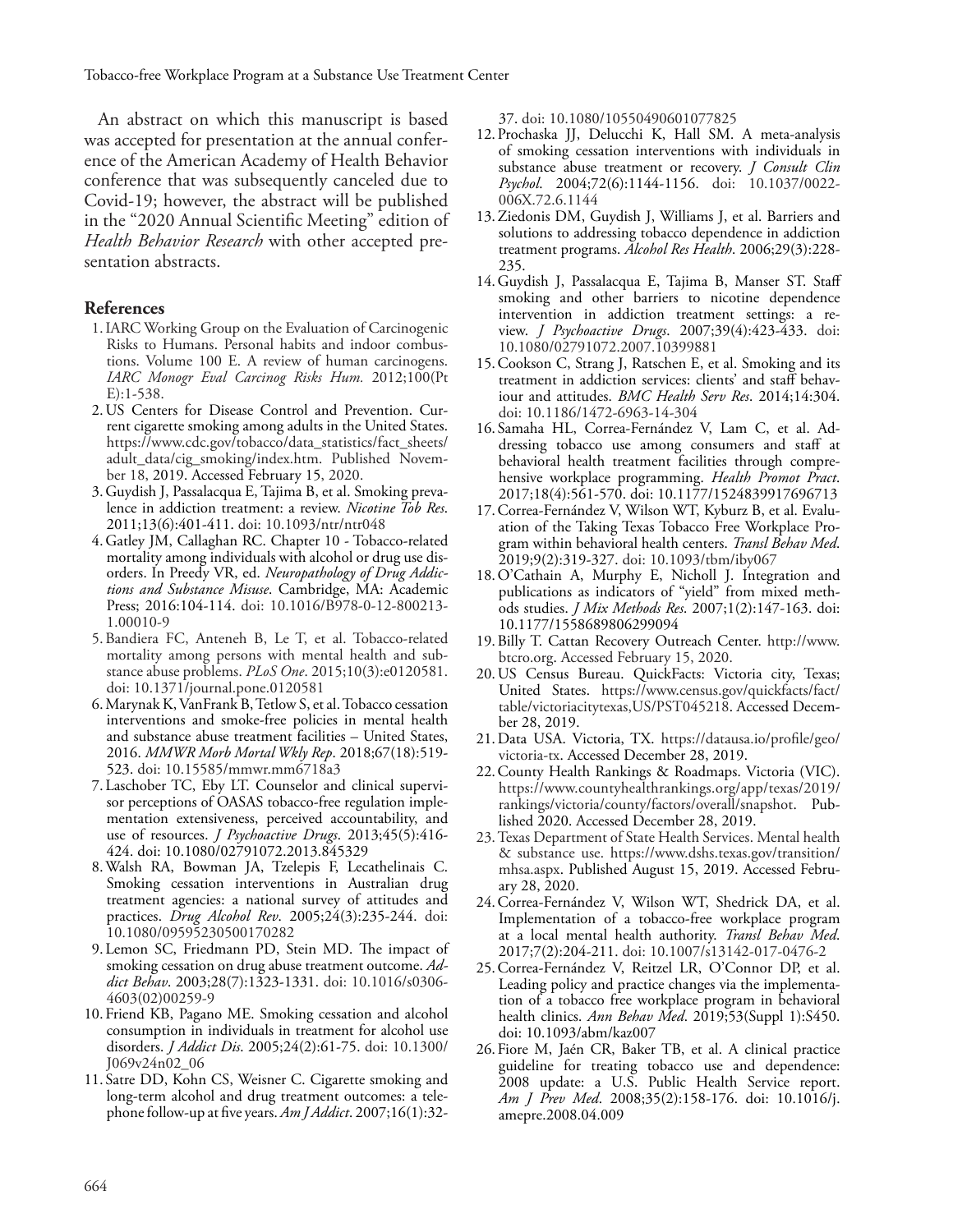An abstract on which this manuscript is based was accepted for presentation at the annual conference of the American Academy of Health Behavior conference that was subsequently canceled due to Covid-19; however, the abstract will be published in the "2020 Annual Scientific Meeting" edition of *Health Behavior Research* with other accepted presentation abstracts.

## References

1. IARC Working Group on the Evaluation of Carcinogenic Risks to Humans. Personal habits and indoor combustions. Volume 100 E. A review of human carcinogens. *IARC Monogr Eval Carcinog Risks Hum.* 2012;100(Pt E):1-538.
2. US Centers for Disease Control and Prevention. Current cigarette smoking among adults in the United States. https://www.cdc.gov/tobacco/data_statistics/fact_sheets/adult_data/cig_smoking/index.htm. Published November 18, 2019. Accessed February 15, 2020.
3. Guydish J, Passalacqua E, Tajima B, et al. Smoking prevalence in addiction treatment: a review. *Nicotine Tob Res*. 2011;13(6):401-411. doi: 10.1093/ntr/ntr048
4. Gatley JM, Callaghan RC. Chapter 10 - Tobacco-related mortality among individuals with alcohol or drug use disorders. In Preedy VR, ed. *Neuropathology of Drug Addictions and Substance Misuse*. Cambridge, MA: Academic Press; 2016:104-114. doi: 10.1016/B978-0-12-800213-1.00010-9
5. Bandiera FC, Anteneh B, Le T, et al. Tobacco-related mortality among persons with mental health and substance abuse problems. *PLoS One*. 2015;10(3):e0120581. doi: 10.1371/journal.pone.0120581
6. Marynak K, VanFrank B, Tetlow S, et al. Tobacco cessation interventions and smoke-free policies in mental health and substance abuse treatment facilities – United States, 2016. *MMWR Morb Mortal Wkly Rep*. 2018;67(18):519-523. doi: 10.15585/mmwr.mm6718a3
7. Laschober TC, Eby LT. Counselor and clinical supervisor perceptions of OASAS tobacco-free regulation implementation extensiveness, perceived accountability, and use of resources. *J Psychoactive Drugs*. 2013;45(5):416-424. doi: 10.1080/02791072.2013.845329
8. Walsh RA, Bowman JA, Tzelepis F, Lecathelinais C. Smoking cessation interventions in Australian drug treatment agencies: a national survey of attitudes and practices. *Drug Alcohol Rev*. 2005;24(3):235-244. doi: 10.1080/09595230500170282
9. Lemon SC, Friedmann PD, Stein MD. The impact of smoking cessation on drug abuse treatment outcome. *Addict Behav*. 2003;28(7):1323-1331. doi: 10.1016/s0306-4603(02)00259-9
10. Friend KB, Pagano ME. Smoking cessation and alcohol consumption in individuals in treatment for alcohol use disorders. *J Addict Dis*. 2005;24(2):61-75. doi: 10.1300/J069v24n02_06
11. Satre DD, Kohn CS, Weisner C. Cigarette smoking and long-term alcohol and drug treatment outcomes: a telephone follow-up at five years. *Am J Addict*. 2007;16(1):32-37. doi: 10.1080/10550490601077825
12. Prochaska JJ, Delucchi K, Hall SM. A meta-analysis of smoking cessation interventions with individuals in substance abuse treatment or recovery. *J Consult Clin Psychol*. 2004;72(6):1144-1156. doi: 10.1037/0022-006X.72.6.1144
13. Ziedonis DM, Guydish J, Williams J, et al. Barriers and solutions to addressing tobacco dependence in addiction treatment programs. *Alcohol Res Health*. 2006;29(3):228-235.
14. Guydish J, Passalacqua E, Tajima B, Manser ST. Staff smoking and other barriers to nicotine dependence intervention in addiction treatment settings: a review. *J Psychoactive Drugs*. 2007;39(4):423-433. doi: 10.1080/02791072.2007.10399881
15. Cookson C, Strang J, Ratschen E, et al. Smoking and its treatment in addiction services: clients' and staff behaviour and attitudes. *BMC Health Serv Res*. 2014;14:304. doi: 10.1186/1472-6963-14-304
16. Samaha HL, Correa-Fernández V, Lam C, et al. Addressing tobacco use among consumers and staff at behavioral health treatment facilities through comprehensive workplace programming. *Health Promot Pract*. 2017;18(4):561-570. doi: 10.1177/1524839917696713
17. Correa-Fernández V, Wilson WT, Kyburz B, et al. Evaluation of the Taking Texas Tobacco Free Workplace Program within behavioral health centers. *Transl Behav Med*. 2019;9(2):319-327. doi: 10.1093/tbm/iby067
18. O'Cathain A, Murphy E, Nicholl J. Integration and publications as indicators of "yield" from mixed methods studies. *J Mix Methods Res*. 2007;1(2):147-163. doi: 10.1177/1558689806299094
19. Billy T. Cattan Recovery Outreach Center. http://www.btcro.org. Accessed February 15, 2020.
20. US Census Bureau. QuickFacts: Victoria city, Texas; United States. https://www.census.gov/quickfacts/fact/table/victoriacitytexas,US/PST045218. Accessed December 28, 2019.
21. Data USA. Victoria, TX. https://datausa.io/profile/geo/victoria-tx. Accessed December 28, 2019.
22. County Health Rankings & Roadmaps. Victoria (VIC). https://www.countyhealthrankings.org/app/texas/2019/rankings/victoria/county/factors/overall/snapshot. Published 2020. Accessed December 28, 2019.
23. Texas Department of State Health Services. Mental health & substance use. https://www.dshs.texas.gov/transition/mhsa.aspx. Published August 15, 2019. Accessed February 28, 2020.
24. Correa-Fernández V, Wilson WT, Shedrick DA, et al. Implementation of a tobacco-free workplace program at a local mental health authority. *Transl Behav Med*. 2017;7(2):204-211. doi: 10.1007/s13142-017-0476-2
25. Correa-Fernández V, Reitzel LR, O'Connor DP, et al. Leading policy and practice changes via the implementation of a tobacco free workplace program in behavioral health clinics. *Ann Behav Med*. 2019;53(Suppl 1):S450. doi: 10.1093/abm/kaz007
26. Fiore M, Jaén CR, Baker TB, et al. A clinical practice guideline for treating tobacco use and dependence: 2008 update: a U.S. Public Health Service report. *Am J Prev Med*. 2008;35(2):158-176. doi: 10.1016/j.amepre.2008.04.009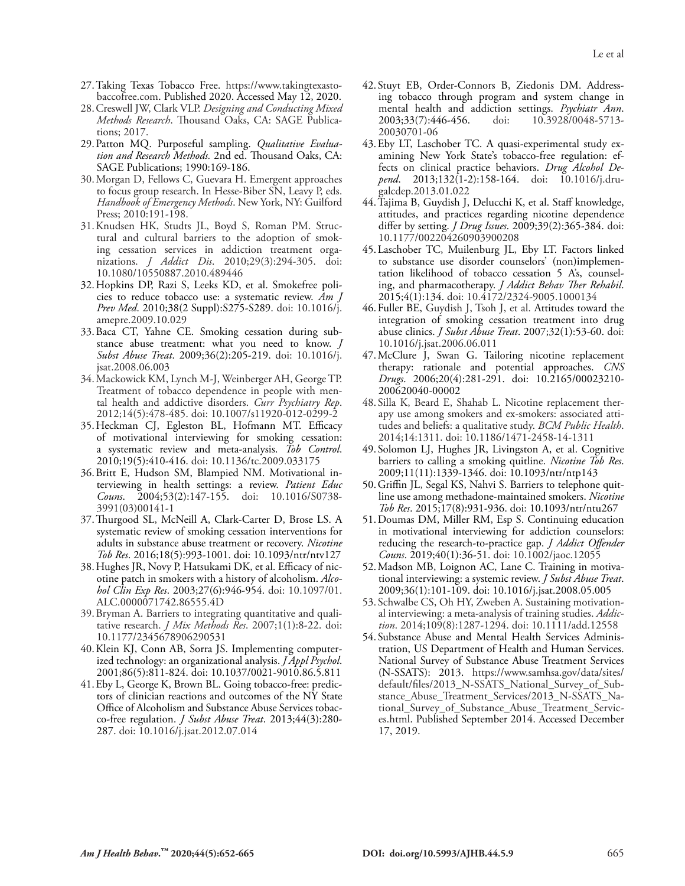27. Taking Texas Tobacco Free. https://www.takingtexastobaccofree.com. Published 2020. Accessed May 12, 2020.
28. Creswell JW, Clark VLP. *Designing and Conducting Mixed Methods Research*. Thousand Oaks, CA: SAGE Publications; 2017.
29. Patton MQ. Purposeful sampling. *Qualitative Evaluation and Research Methods*. 2nd ed. Thousand Oaks, CA: SAGE Publications; 1990:169-186.
30. Morgan D, Fellows C, Guevara H. Emergent approaches to focus group research. In Hesse-Biber SN, Leavy P, eds. *Handbook of Emergency Methods*. New York, NY: Guilford Press; 2010:191-198.
31. Knudsen HK, Studts JL, Boyd S, Roman PM. Structural and cultural barriers to the adoption of smoking cessation services in addiction treatment organizations. *J Addict Dis*. 2010;29(3):294-305. doi: 10.1080/10550887.2010.489446
32. Hopkins DP, Razi S, Leeks KD, et al. Smokefree policies to reduce tobacco use: a systematic review. *Am J Prev Med*. 2010;38(2 Suppl):S275-S289. doi: 10.1016/j.amepre.2009.10.029
33. Baca CT, Yahne CE. Smoking cessation during substance abuse treatment: what you need to know. *J Subst Abuse Treat*. 2009;36(2):205-219. doi: 10.1016/j.jsat.2008.06.003
34. Mackowick KM, Lynch M-J, Weinberger AH, George TP. Treatment of tobacco dependence in people with mental health and addictive disorders. *Curr Psychiatry Rep*. 2012;14(5):478-485. doi: 10.1007/s11920-012-0299-2
35. Heckman CJ, Egleston BL, Hofmann MT. Efficacy of motivational interviewing for smoking cessation: a systematic review and meta-analysis. *Tob Control*. 2010;19(5):410-416. doi: 10.1136/tc.2009.033175
36. Britt E, Hudson SM, Blampied NM. Motivational interviewing in health settings: a review. *Patient Educ Couns*. 2004;53(2):147-155. doi: 10.1016/S0738-3991(03)00141-1
37. Thurgood SL, McNeill A, Clark-Carter D, Brose LS. A systematic review of smoking cessation interventions for adults in substance abuse treatment or recovery. *Nicotine Tob Res*. 2016;18(5):993-1001. doi: 10.1093/ntr/ntv127
38. Hughes JR, Novy P, Hatsukami DK, et al. Efficacy of nicotine patch in smokers with a history of alcoholism. *Alcohol Clin Exp Res*. 2003;27(6):946-954. doi: 10.1097/01.ALC.0000071742.86555.4D
39. Bryman A. Barriers to integrating quantitative and qualitative research. *J Mix Methods Res*. 2007;1(1):8-22. doi: 10.1177/2345678906290531
40. Klein KJ, Conn AB, Sorra JS. Implementing computerized technology: an organizational analysis. *J Appl Psychol*. 2001;86(5):811-824. doi: 10.1037/0021-9010.86.5.811
41. Eby L, George K, Brown BL. Going tobacco-free: predictors of clinician reactions and outcomes of the NY State Office of Alcoholism and Substance Abuse Services tobacco-free regulation. *J Subst Abuse Treat*. 2013;44(3):280-287. doi: 10.1016/j.jsat.2012.07.014
42. Stuyt EB, Order-Connors B, Ziedonis DM. Addressing tobacco through program and system change in mental health and addiction settings. *Psychiatr Ann*. 2003;33(7):446-456. doi: 10.3928/0048-5713-20030701-06
43. Eby LT, Laschober TC. A quasi-experimental study examining New York State's tobacco-free regulation: effects on clinical practice behaviors. *Drug Alcohol Depend*. 2013;132(1-2):158-164. doi: 10.1016/j.drugalcdep.2013.01.022
44. Tajima B, Guydish J, Delucchi K, et al. Staff knowledge, attitudes, and practices regarding nicotine dependence differ by setting. *J Drug Issues*. 2009;39(2):365-384. doi: 10.1177/002204260903900208
45. Laschober TC, Muilenburg JL, Eby LT. Factors linked to substance use disorder counselors' (non)implementation likelihood of tobacco cessation 5 A's, counseling, and pharmacotherapy. *J Addict Behav Ther Rehabil*. 2015;4(1):134. doi: 10.4172/2324-9005.1000134
46. Fuller BE, Guydish J, Tsoh J, et al. Attitudes toward the integration of smoking cessation treatment into drug abuse clinics. *J Subst Abuse Treat*. 2007;32(1):53-60. doi: 10.1016/j.jsat.2006.06.011
47. McClure J, Swan G. Tailoring nicotine replacement therapy: rationale and potential approaches. *CNS Drugs*. 2006;20(4):281-291. doi: 10.2165/00023210-200620040-00002
48. Silla K, Beard E, Shahab L. Nicotine replacement therapy use among smokers and ex-smokers: associated attitudes and beliefs: a qualitative study. *BCM Public Health*. 2014;14:1311. doi: 10.1186/1471-2458-14-1311
49. Solomon LJ, Hughes JR, Livingston A, et al. Cognitive barriers to calling a smoking quitline. *Nicotine Tob Res*. 2009;11(11):1339-1346. doi: 10.1093/ntr/ntp143
50. Griffin JL, Segal KS, Nahvi S. Barriers to telephone quitline use among methadone-maintained smokers. *Nicotine Tob Res*. 2015;17(8):931-936. doi: 10.1093/ntr/ntu267
51. Doumas DM, Miller RM, Esp S. Continuing education in motivational interviewing for addiction counselors: reducing the research-to-practice gap. *J Addict Offender Couns*. 2019;40(1):36-51. doi: 10.1002/jaoc.12055
52. Madson MB, Loignon AC, Lane C. Training in motivational interviewing: a systemic review. *J Subst Abuse Treat*. 2009;36(1):101-109. doi: 10.1016/j.jsat.2008.05.005
53. Schwalbe CS, Oh HY, Zweben A. Sustaining motivational interviewing: a meta-analysis of training studies. *Addiction*. 2014;109(8):1287-1294. doi: 10.1111/add.12558
54. Substance Abuse and Mental Health Services Administration, US Department of Health and Human Services. National Survey of Substance Abuse Treatment Services (N-SSATS): 2013. https://www.samhsa.gov/data/sites/default/files/2013_N-SSATS_National_Survey_of_Substance_Abuse_Treatment_Services/2013_N-SSATS_National_Survey_of_Substance_Abuse_Treatment_Services.html. Published September 2014. Accessed December 17, 2019.